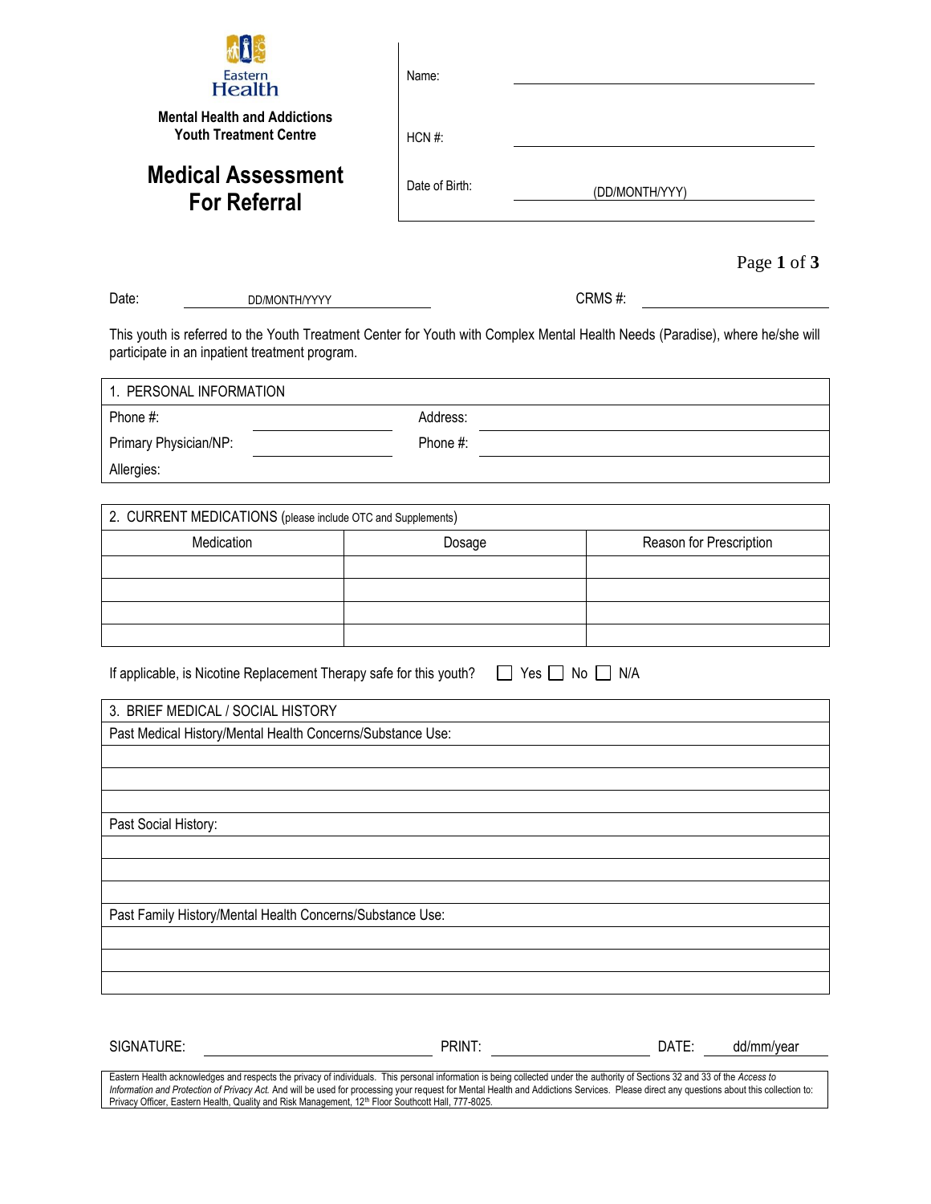Eastern Health

**Mental Health and Addictions**
**Youth Treatment Centre**

# Medical Assessment For Referral

Name: ____________________

HCN #: ____________________

Date of Birth: (DD/MONTH/YYY)

Date: DD/MONTH/YYYY　　　　CRMS #: ____________________

This youth is referred to the Youth Treatment Center for Youth with Complex Mental Health Needs (Paradise), where he/she will participate in an inpatient treatment program.

| 1. PERSONAL INFORMATION | | | |
|---|---|---|---|
| Phone #: | | Address: | |
| Primary Physician/NP: | | Phone #: | |
| Allergies: | | | |

| 2. CURRENT MEDICATIONS (please include OTC and Supplements) | | |
|---|---|---|
| Medication | Dosage | Reason for Prescription |
| | | |
| | | |
| | | |
| | | |

If applicable, is Nicotine Replacement Therapy safe for this youth? ☐ Yes ☐ No ☐ N/A

| 3. BRIEF MEDICAL / SOCIAL HISTORY |
|---|
| Past Medical History/Mental Health Concerns/Substance Use: |
| |
| |
| |
| Past Social History: |
| |
| |
| |
| Past Family History/Mental Health Concerns/Substance Use: |
| |
| |
| |

SIGNATURE: ____________________ PRINT: ____________________ DATE: dd/mm/year

Eastern Health acknowledges and respects the privacy of individuals. This personal information is being collected under the authority of Sections 32 and 33 of the *Access to Information and Protection of Privacy Act.* And will be used for processing your request for Mental Health and Addictions Services. Please direct any questions about this collection to: Privacy Officer, Eastern Health, Quality and Risk Management, 12th Floor Southcott Hall, 777-8025.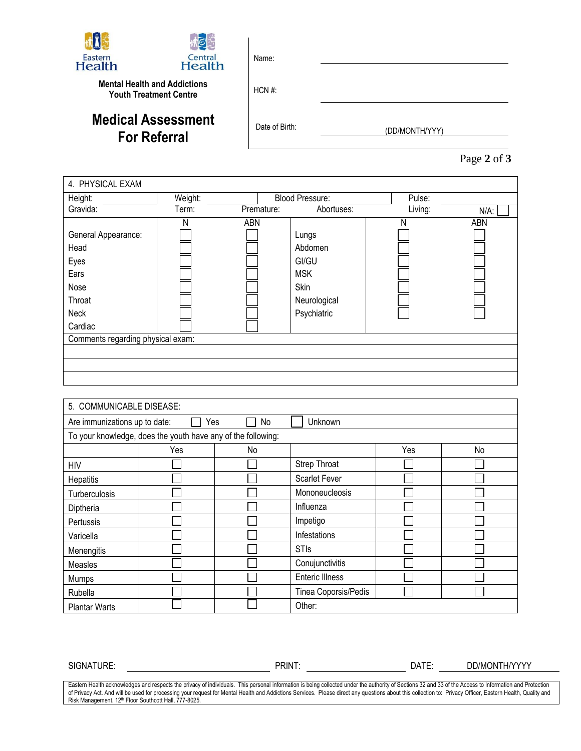Eastern Health | Central Health

**Mental Health and Addictions Youth Treatment Centre**

# Medical Assessment For Referral

Name: ______________________

HCN #: ______________________

Date of Birth: (DD/MONTH/YYY)

## 4. PHYSICAL EXAM

| Height: | | Weight: | | Blood Pressure: | | Pulse: | |
|---|---|---|---|---|---|---|---|
| Gravida: | | Term: | Premature: | Abortuses: | | Living: | N/A: ☐ |

| | N | ABN | | N | ABN |
|---|---|---|---|---|---|
| General Appearance: | ☐ | ☐ | Lungs | ☐ | ☐ |
| Head | ☐ | ☐ | Abdomen | ☐ | ☐ |
| Eyes | ☐ | ☐ | GI/GU | ☐ | ☐ |
| Ears | ☐ | ☐ | MSK | ☐ | ☐ |
| Nose | ☐ | ☐ | Skin | ☐ | ☐ |
| Throat | ☐ | ☐ | Neurological | ☐ | ☐ |
| Neck | ☐ | ☐ | Psychiatric | ☐ | ☐ |
| Cardiac | ☐ | ☐ | | | |

Comments regarding physical exam:

______________________

______________________

______________________

## 5. COMMUNICABLE DISEASE:

Are immunizations up to date: ☐ Yes ☐ No ☐ Unknown

To your knowledge, does the youth have any of the following:

| | Yes | No | | Yes | No |
|---|---|---|---|---|---|
| HIV | ☐ | ☐ | Strep Throat | ☐ | ☐ |
| Hepatitis | ☐ | ☐ | Scarlet Fever | ☐ | ☐ |
| Turberculosis | ☐ | ☐ | Mononeucleosis | ☐ | ☐ |
| Diptheria | ☐ | ☐ | Influenza | ☐ | ☐ |
| Pertussis | ☐ | ☐ | Impetigo | ☐ | ☐ |
| Varicella | ☐ | ☐ | Infestations | ☐ | ☐ |
| Menengitis | ☐ | ☐ | STIs | ☐ | ☐ |
| Measles | ☐ | ☐ | Conujunctivitis | ☐ | ☐ |
| Mumps | ☐ | ☐ | Enteric Illness | ☐ | ☐ |
| Rubella | ☐ | ☐ | Tinea Coporsis/Pedis | ☐ | ☐ |
| Plantar Warts | ☐ | ☐ | Other: | | |

SIGNATURE: ______________________ PRINT: ______________________ DATE: DD/MONTH/YYYY

Eastern Health acknowledges and respects the privacy of individuals. This personal information is being collected under the authority of Sections 32 and 33 of the Access to Information and Protection of Privacy Act. And will be used for processing your request for Mental Health and Addictions Services. Please direct any questions about this collection to: Privacy Officer, Eastern Health, Quality and Risk Management, 12th Floor Southcott Hall, 777-8025.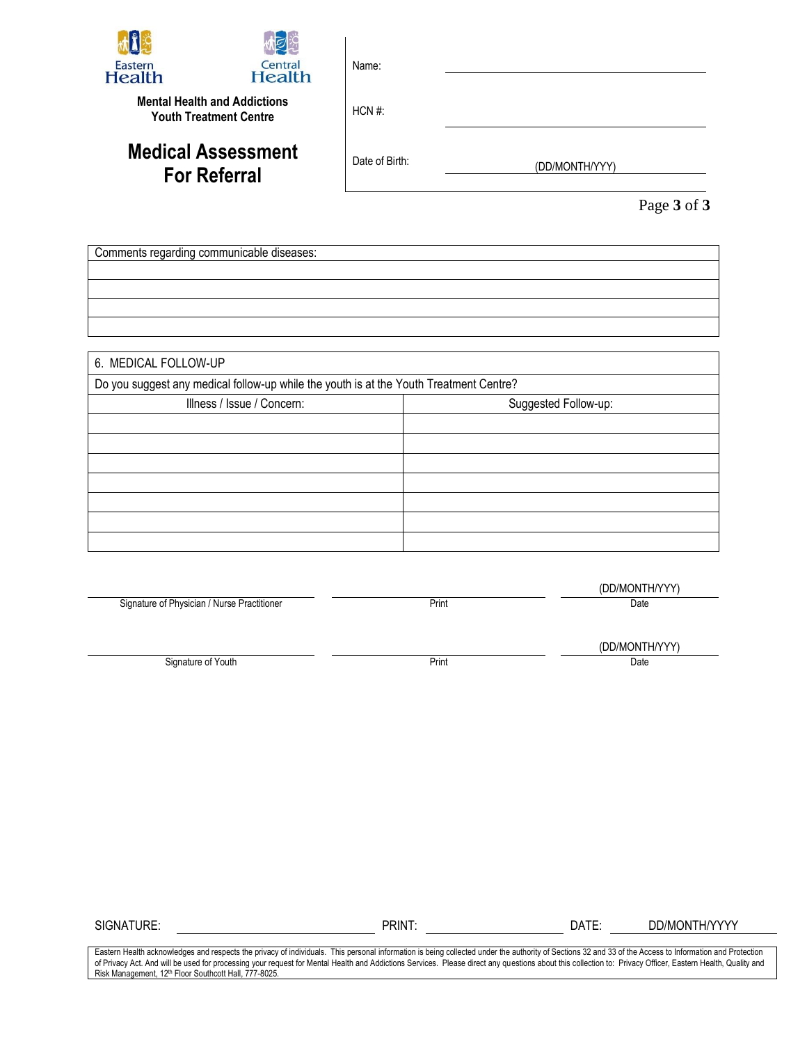Eastern Health    Central Health

**Mental Health and Addictions**
**Youth Treatment Centre**

# Medical Assessment For Referral

Name: \_\_\_\_\_\_\_\_\_\_\_\_\_\_\_\_\_\_\_\_\_\_\_\_\_\_\_\_\_\_

HCN #: \_\_\_\_\_\_\_\_\_\_\_\_\_\_\_\_\_\_\_\_\_\_\_\_\_\_\_\_\_\_

Date of Birth: (DD/MONTH/YYY)

| Comments regarding communicable diseases: |
|---|
| |
| |
| |
| |

| 6. MEDICAL FOLLOW-UP | |
|---|---|
| Do you suggest any medical follow-up while the youth is at the Youth Treatment Centre? | |
| Illness / Issue / Concern: | Suggested Follow-up: |
| | |
| | |
| | |
| | |
| | |
| | |
| | |

\_\_\_\_\_\_\_\_\_\_\_\_\_\_\_\_\_\_\_\_ Signature of Physician / Nurse Practitioner    \_\_\_\_\_\_\_\_\_\_\_\_\_\_\_\_\_\_\_\_ Print    (DD/MONTH/YYY) Date

\_\_\_\_\_\_\_\_\_\_\_\_\_\_\_\_\_\_\_\_ Signature of Youth    \_\_\_\_\_\_\_\_\_\_\_\_\_\_\_\_\_\_\_\_ Print    (DD/MONTH/YYY) Date

SIGNATURE: \_\_\_\_\_\_\_\_\_\_\_\_\_\_\_\_\_\_\_\_ PRINT: \_\_\_\_\_\_\_\_\_\_\_\_\_\_\_\_\_\_\_\_ DATE: DD/MONTH/YYYY

Eastern Health acknowledges and respects the privacy of individuals. This personal information is being collected under the authority of Sections 32 and 33 of the Access to Information and Protection of Privacy Act. And will be used for processing your request for Mental Health and Addictions Services. Please direct any questions about this collection to: Privacy Officer, Eastern Health, Quality and Risk Management, 12th Floor Southcott Hall, 777-8025.